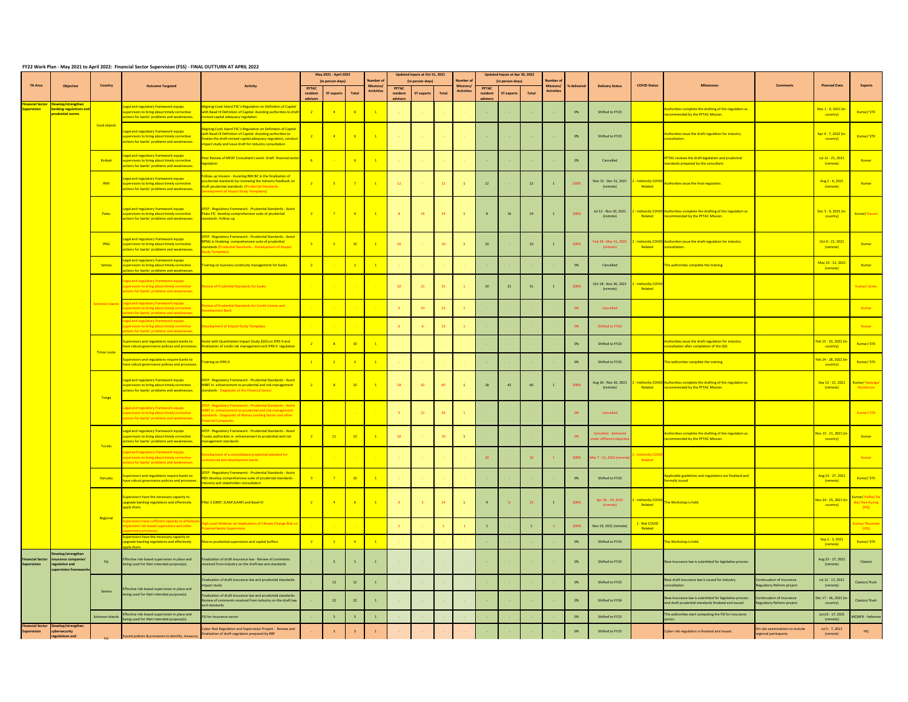## FY22 Work Plan - May 2021 to April 2022: Financial Sector Supervision (FSS) - FINAL OUTTURN AT APRIL 2022

| TA Area | Objective | Country | Outcome Targeted | Activity | May 2021 - April 2022 (in person-days) | | | Number of Missions/ Activities | Updated Inputs at Oct 31, 2021 (in person-days) | | | Number of Missions/ Activities | Updated Inputs at Apr 30, 2022 (in person-days) | | | Number of Missions/ Activities | % delivered | Delivery Status | COVID Status | Milestones | Comments | Planned Date | Experts |
|---|---|---|---|---|---|---|---|---|---|---|---|---|---|---|---|---|---|---|---|---|---|---|---|
| | | | | | PFTAC resident advisors | ST experts | Total | | PFTAC resident advisors | ST experts | Total | | PFTAC resident advisors | ST experts | Total | | | | | | | | |
| Financial Sector Supervision | Develop/strengthen banking regulations and prudential norms | Cook Islands | Legal and regulatory framework equips supervisors to bring about timely corrective actions for banks' problems and weaknesses. | Aligning Cook Island FSC's Regulation on Definition of Capital with Basel III Definition of Capital- Assisting authorities to draft revised capital adequacy regulation | 2 | 4 | 6 | 1 | - | - | - | - | - | - | - | - | 0% | Shifted to FY23 | | Authorities complete the drafting of the regulation as recommended by the PFTAC Mission. | | Nov 1 - 4, 2021 (in-country) | Kumar/ STX |
| | | | Legal and regulatory framework equips supervisors to bring about timely corrective actions for banks' problems and weaknesses. | Aligning Cook Island FSC's Regulation on Definition of Capital with Basel III Definition of Capital- Assisting authorities to finalize the draft revised capital adequacy regulation, conduct impact study and issue draft for industry consultation | 2 | 4 | 6 | 1 | - | - | - | - | - | - | - | - | 0% | Shifted to FY23 | | Authorities issue the draft regulation for industry consultation. | | Apr 4 - 7, 2022 (in-country) | Kumar/ STX |
| | | Kiribati | Legal and regulatory framework equips supervisors to bring about timely corrective actions for banks' problems and weaknesses. | Peer Review of MFAT Consultant's work- Draft financial sector legislation | 6 | - | 6 | 1 | - | - | - | - | - | - | - | - | 0% | Cancelled | | PFTAC reviews the draft legislation and prudential standards prepared by the consultant. | | Jul 12 - 21, 2021 (remote) | Kumar |
| | | RMI | Legal and regulatory framework equips supervisors to bring about timely corrective actions for banks' problems and weaknesses. | Follow-up mission - Assisting RMI BC in the finalization of prudential standards by reviewing the industry feedback on draft prudential standards (Prudential Standards - Development of Impact Study Templates) | 2 | 5 | 7 | 1 | 12 | - | 12 | 1 | 12 | - | 12 | 1 | 100% | Nov 15 - Dec 31, 2021 (remote) | 2 - Indirectly COVID Related | Authorities issue the final regulation. | | Aug 2 - 6, 2021 (remote) | Kumar |
| | | Palau | Legal and regulatory framework equips supervisors to bring about timely corrective actions for banks' problems and weaknesses. | SFEP - Regulatory Framework - Prudential Standards - Assist Palau FIC develop comprehensive suite of prudential standards -Follow-up | 2 | 7 | 9 | 1 | 8 | 16 | 24 | 1 | 8 | 16 | 24 | 1 | 100% | Jul 12 - Nov 30, 2021 (remote) | 2 - Indirectly COVID Related | Authorities complete the drafting of the regulation as recommended by the PFTAC Mission. | | Dec 3 - 9, 2021 (in-country) | Kumar/ Kaozani |
| | | PNG | Legal and regulatory framework equips supervisors to bring about timely corrective actions for banks' problems and weaknesses. | SFEP - Regulatory Framework - Prudential Standards - Assist BPNG in finalizing comprehensive suite of prudential standards (Prudential Standards - Development of Impact Study Templates) | 5 | 5 | 10 | 1 | 10 | - | 10 | 1 | 10 | - | 10 | 1 | 100% | Feb 28 - Mar 31, 2022 (remote) | 2 - Indirectly COVID Related | Authorities issue the draft regulation for industry consultation. | | Oct 9 - 22, 2021 (remote) | Kumar |
| | | Samoa | Legal and regulatory framework equips supervisors to bring about timely corrective actions for banks' problems and weaknesses. | Training on business continuity management for banks | 2 | - | 2 | 1 | - | - | - | - | - | - | - | - | 0% | Cancelled | | The authorities complete the training. | | May 10 - 12, 2021 (remote) | Kumar |
| | | Solomon Islands | Legal and regulatory framework equips supervisors to bring about timely corrective actions for banks' problems and weaknesses. | Review of Prudential Standards for banks | - | - | - | - | 10 | 21 | 31 | 1 | 10 | 21 | 31 | 1 | 100% | Oct 18 - Nov 30, 2021 (remote) | 2 - Indirectly COVID Related | | | | Kumar/ Jones |
| | | | Legal and regulatory framework equips supervisors to bring about timely corrective actions for banks' problems and weaknesses. | Review of Prudential Standards for Credit Unions and Development Bank | - | - | - | - | 2 | 10 | 12 | 1 | - | - | - | - | 0% | Cancelled | | | | | Kumar |
| | | | Legal and regulatory framework equips supervisors to bring about timely corrective actions for banks' problems and weaknesses. | Development of Impact Study Templates | - | - | - | - | 6 | 6 | 12 | 1 | - | - | - | - | 0% | Shifted to FY23 | | | | | Kumar |
| | | Timor-Leste | Supervisors and regulations require banks to have robust governance policies and processes. | Assist with Quantitative Impact Study (QIS) on IFRS 9 and finalization of credit risk management and IFRS 9 regulation | 2 | 8 | 10 | 1 | - | - | - | - | - | - | - | - | 0% | Shifted to FY23 | | Authorities issue the draft regulation for industry consultation after completion of the QIS. | | Feb 15 - 23, 2022 (in-country) | Kumar/ STX |
| | | | Supervisors and regulations require banks to have robust governance policies and processes. | Training on IFRS 9 | 1 | 2 | 3 | 1 | - | - | - | - | - | - | - | - | 0% | Shifted to FY23 | | The authorities complete the training. | | Feb 24 - 28, 2022 (in-country) | Kumar/ STX |
| | | Tonga | Legal and regulatory framework equips supervisors to bring about timely corrective actions for banks' problems and weaknesses. | SFEP - Regulatory Framework - Prudential Standards - Assist NRBT in enhancement to prudential and risk management standards - Diagnostic of the Financial Sector | 2 | 8 | 10 | 1 | 18 | 42 | 60 | 1 | 18 | 42 | 60 | 1 | 100% | Aug 16 - Nov 30, 2021 (remote) | 2 - Indirectly COVID Related | Authorities complete the drafting of the regulation as recommended by the PFTAC Mission. | | Sep 12 - 21, 2021 (remote) | Kumar/ Awayga/ Henderson |
| | | | Legal and regulatory framework equips supervisors to bring about timely corrective actions for banks' problems and weaknesses. | SFEP - Regulatory Framework - Prudential Standards - Assist NRBT in enhancement to prudential and risk management standards - Diagnostic of Money Lending Sector and other Financial Companies | - | - | - | - | 5 | 21 | 26 | 1 | - | - | - | - | 0% | Cancelled | | | | | Kumar/ STX |
| | | Tuvalu | Legal and regulatory framework equips supervisors to bring about timely corrective actions for banks' problems and weaknesses. | SFEP - Regulatory Framework - Prudential Standards - Assist Tuvalu authorities in enhancement to prudential and risk management standards | 2 | 11 | 13 | 1 | 10 | - | 10 | 1 | - | - | - | - | 0% | Cancelled - delivered under different objective | | Authorities complete the drafting of the regulation as recommended by the PFTAC Mission. | | Nov 15 - 21, 2021 (in-country) | Kumar |
| | | | Legal and regulatory framework equips supervisors to bring about timely corrective actions for banks' problems and weaknesses. | Development of a consolidated prudential standard for commercial and development banks | - | - | - | - | - | - | - | - | 10 | - | 10 | 1 | 100% | Mar 7 - 31, 2022 (remote) | 2 - Indirectly COVID Related | | | | Kumar |
| | | Vanuatu | Supervisors and regulations require banks to have robust governance policies and processes. | SFEP - Regulatory Framework - Prudential Standards - Assist RBV develop comprehensive suite of prudential standards - industry and stakeholder consultation | 3 | 7 | 10 | 1 | - | - | - | - | - | - | - | - | 0% | Shifted to FY23 | | Applicable guidelines and regulations are finalized and formally issued | | Aug 23 - 27, 2021 (remote) | Kumar/ STX |
| | | Regional | Supervisors have the necessary capacity to upgrade banking regulations and effectively apply them. | Pillar 2 (SREP, ICAAP/ILAAP) and Basel III | 2 | 4 | 6 | 1 | 9 | 5 | 14 | 1 | 9 | 6 | 15 | 1 | 100% | Apr 26 - 29, 2022 (remote) | 2 - Indirectly COVID Related | The Workshop is held. | | Nov 24 - 25, 2021 (in-country) | Kumar/ Padhe/ De Bie/ Hee-Kyong (HQ) |
| | | | Supervisors have sufficient capacity to effectively implement risk-based supervision and other supervisory processes. | High Level Webinar on Implications of Climate Change Risk on Financial Sector Supervision | - | - | - | - | 1 | - | 1 | 1 | 1 | - | 1 | 1 | 100% | Nov 19, 2021 (remote) | 1 - Not COVID Related | | | | Kumar/ Rozumek (HQ) |
| | | | Supervisors have the necessary capacity to upgrade banking regulations and effectively apply them. | Macro-prudential supervision and capital buffers | 2 | 2 | 4 | 1 | - | - | - | - | - | - | - | - | 0% | Shifted to FY23 | | The Workshop is held. | | Sep 2 - 3, 2021 (remote) | Kumar/ STX |
| Financial Sector Supervision | Develop/strengthen insurance companies' regulation and supervision frameworks | Fiji | Effective risk-based supervision in place and being used for their intended purpose(s). | Finalization of draft insurance law - Review of comments received from industry on the draft law and standards | - | 5 | 5 | 1 | - | - | - | - | - | - | - | - | 0% | Shifted to FY23 | | New insurance law is submitted for legislative process | | Aug 23 - 27, 2021 (remote) | Claxton |
| | | Samoa | Effective risk-based supervision in place and being used for their intended purpose(s). | Finalization of draft insurance law and prudential standards-impact study | - | 12 | 12 | 1 | - | - | - | - | - | - | - | - | 0% | Shifted to FY23 | | New draft insurance law is issued for industry consultation | Continuation of Insurance Regulatory Reform project | Jul 12 - 17, 2021 (remote) | Claxton/ Rush |
| | | | | Finalization of draft insurance law and prudential standards-Review of comments received from industry on the draft law and standards | - | 22 | 22 | 1 | - | - | - | - | - | - | - | - | 0% | Shifted to FY24 | | New insurance law is submitted for legislative process and draft prudential standards finalized and issued | Continuation of Insurance Regulatory Reform project | Dec 17 - 26, 2021 (in-country) | Claxton/ Rush |
| | | Solomon Islands | Effective risk-based supervision in place and being used for their intended purpose(s). | FSI for insurance sector | - | 5 | 5 | 1 | - | - | - | - | - | - | - | - | 0% | Shifted to FY23 | | The authorities start computing the FSI for insurance sector. | | Jun13 - 17, 2021 (remote) | MCMFR - Hafeman |
| Financial Sector Supervision | Develop/strengthen cybersecurity regulations and | Fiji | Sound policies & processes to identify, measure, | Cyber Risk Regulation and Supervision Project - Review and finalization of draft regulation prepared by RBF | - | 3 | 3 | 1 | - | - | - | - | - | - | - | - | 0% | Shifted to FY23 | | Cyber risk regulation is finalized and issued. | On-site examinations to include regional participants | Jul 5 - 7, 2021 (remote) | HQ |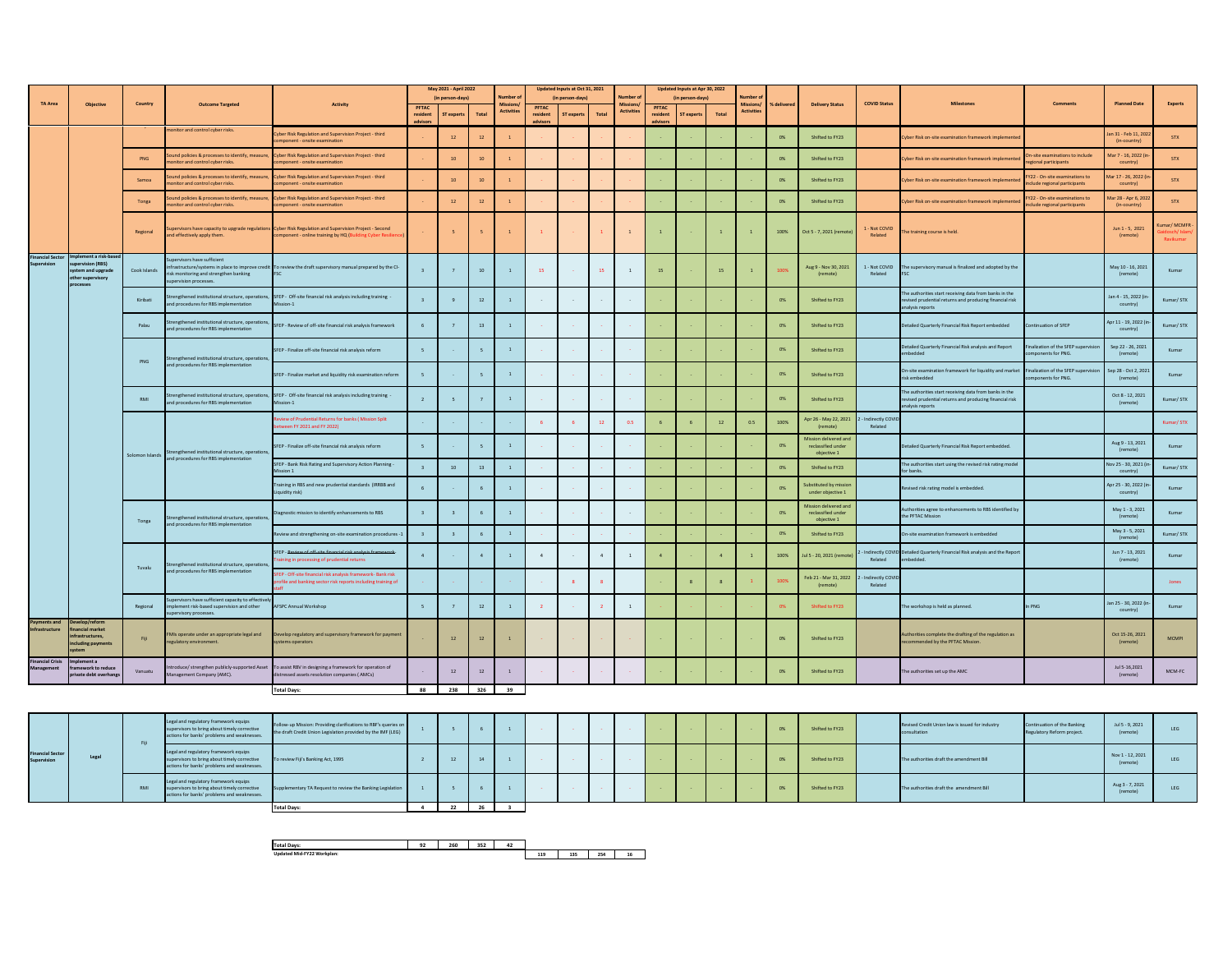| TA Area | Objective | Country | Outcome Targeted | Activity | May 2021 - April 2022 (in person-days) | | | Number of Missions/ Activities | Updated Inputs at Oct 31, 2021 (in person-days) | | | Number of Missions/ Activities | Updated Inputs at Apr 30, 2022 (in person-days) | | | Number of Missions/ Activities | % delivered | Delivery Status | COVID Status | Milestones | Comments | Planned Date | Experts |
|---|---|---|---|---|---|---|---|---|---|---|---|---|---|---|---|---|---|---|---|---|---|---|---|
| | | | | | PFTAC resident advisors | ST experts | Total | | PFTAC resident advisors | ST experts | Total | | PFTAC resident advisors | ST experts | Total | | | | | | | | |
| | | - | monitor and control cyber risks. | Cyber Risk Regulation and Supervision Project - third component - onsite examination | - | 12 | 12 | 1 | - | - | - | - | - | - | - | - | 0% | Shifted to FY23 | | Cyber Risk on-site examination framework implemented | | Jan 31 - Feb 11, 2022 (in-country) | STX |
| | | PNG | Sound policies & processes to identify, measure, monitor and control cyber risks. | Cyber Risk Regulation and Supervision Project - third component - onsite examination | - | 10 | 10 | 1 | - | - | - | - | - | - | - | - | 0% | Shifted to FY23 | | Cyber Risk on-site examination framework implemented | On-site examinations to include regional participants | Mar 7 - 16, 2022 (in-country) | STX |
| | | Samoa | Sound policies & processes to identify, measure, monitor and control cyber risks. | Cyber Risk Regulation and Supervision Project - third component - onsite examination | - | 10 | 10 | 1 | - | - | - | - | - | - | - | - | 0% | Shifted to FY23 | | Cyber Risk on-site examination framework implemented | FY22 - On-site examinations to include regional participants | Mar 17 - 26, 2022 (in-country) | STX |
| | | Tonga | Sound policies & processes to identify, measure, monitor and control cyber risks. | Cyber Risk Regulation and Supervision Project - third component - onsite examination | - | 12 | 12 | 1 | - | - | - | - | - | - | - | - | 0% | Shifted to FY23 | | Cyber Risk on-site examination framework implemented | FY22 - On-site examinations to include regional participants | Mar 28 - Apr 6, 2022 (in-country) | STX |
| | | Regional | Supervisors have capacity to upgrade regulations and effectively apply them. | Cyber Risk Regulation and Supervision Project - Second component - online training by HQ (Building Cyber Resilience) | - | 5 | 5 | 1 | 1 | - | 1 | 1 | 1 | - | 1 | 1 | 100% | Oct 5 - 7, 2021 (remote) | 1 - Not COVID Related | The training course is held. | | Jun 1 - 5, 2021 (remote) | Kumar/ MCMFR - Gadzosh/ Islam/ Ravikumar |
| Financial Sector Supervision | Implement a risk-based supervision (RBS) system and upgrade other supervisory processes | Cook Islands | Supervisors have sufficient infrastructure/systems in place to improve credit risk monitoring and strengthen banking supervision processes. | To review the draft supervisory manual prepared by the CI-FSC | 3 | 7 | 10 | 1 | 15 | - | 15 | 1 | 15 | - | 15 | 1 | 100% | Aug 9 - Nov 30, 2021 (remote) | 1 - Not COVID Related | The supervisory manual is finalized and adopted by the FSC | | May 10 - 16, 2021 (remote) | Kumar |
| | | Kiribati | Strengthened institutional structure, operations, and procedures for RBS implementation | SFEP - Off-site financial risk analysis including training - Mission-1 | 3 | 9 | 12 | 1 | - | - | - | - | - | - | - | - | 0% | Shifted to FY23 | | The authorities start receiving data from banks in the revised prudential returns and producing financial risk analysis reports | | Jan 4 - 15, 2022 (in-country) | Kumar/ STX |
| | | Palau | Strengthened institutional structure, operations, and procedures for RBS implementation | SFEP - Review of off-site financial risk analysis framework | 6 | 7 | 13 | 1 | - | - | - | - | - | - | - | - | 0% | Shifted to FY23 | | Detailed Quarterly Financial Risk Report embedded | Continuation of SFEP | Apr 11 - 19, 2022 (in-country) | Kumar/ STX |
| | | PNG | Strengthened institutional structure, operations, and procedures for RBS implementation | SFEP - Finalize off-site financial risk analysis reform | 5 | - | 5 | 1 | - | - | - | - | - | - | - | - | 0% | Shifted to FY23 | | Detailed Quarterly Financial Risk Analysis and Report embedded | Finalization of the SFEP supervision components for PNG. | Sep 22 - 26, 2021 (remote) | Kumar |
| | | | | SFEP - Finalize market and liquidity risk examination reform | 5 | - | 5 | 1 | - | - | - | - | - | - | - | - | 0% | Shifted to FY23 | | On-site examination framework for liquidity and market risk embedded | Finalization of the SFEP supervision components for PNG. | Sep 28 - Oct 2, 2021 (remote) | Kumar |
| | | RMI | Strengthened institutional structure, operations, and procedures for RBS implementation | SFEP - Off-site financial risk analysis including training - Mission-1 | 2 | 5 | 7 | 1 | - | - | - | - | - | - | - | - | 0% | Shifted to FY23 | | The authorities start receiving data from banks in the revised prudential returns and producing financial risk analysis reports | | Oct 8 - 12, 2021 (remote) | Kumar/ STX |
| | | Solomon Islands | Strengthened institutional structure, operations, and procedures for RBS implementation | Review of Prudential Returns for banks ( Mission Split between FY 2021 and FY 2022) | - | - | - | - | 6 | 6 | 12 | 0.5 | 6 | 6 | 12 | 0.5 | 100% | Apr 26 - May 22, 2021 (remote) | 2 - Indirectly COVID Related | | | | Kumar/ STX |
| | | | | SFEP - Finalize off-site financial risk analysis reform | 5 | - | 5 | 1 | - | - | - | - | - | - | - | - | 0% | Mission delivered and reclassified under objective 1 | | Detailed Quarterly Financial Risk Report embedded. | | Aug 9 - 13, 2021 (remote) | Kumar |
| | | | | SFEP - Bank Risk Rating and Supervisory Action Planning - Mission 1 | 3 | 10 | 13 | 1 | - | - | - | - | - | - | - | - | 0% | Shifted to FY23 | | The authorities start using the revised risk rating model for banks. | | Nov 25 - 30, 2021 (in-country) | Kumar/ STX |
| | | | | Training in RBS and new prudential standards (IRRBB and Liquidity risk) | 6 | - | 6 | 1 | - | - | - | - | - | - | - | - | 0% | Substituted by mission under objective 1 | | Revised risk rating model is embedded. | | Apr 25 - 30, 2022 (in-country) | Kumar |
| | | Tonga | Strengthened institutional structure, operations, and procedures for RBS implementation | Diagnostic mission to identify enhancements to RBS | 3 | 3 | 6 | 1 | - | - | - | - | - | - | - | - | 0% | Mission delivered and reclassified under objective 1 | | Authorities agree to enhancements to RBS identified by the PFTAC Mission | | May 1 - 3, 2021 (remote) | Kumar |
| | | | | Review and strengthening on-site examination procedures -1 | 3 | 3 | 6 | 1 | - | - | - | - | - | - | - | - | 0% | Shifted to FY23 | | On-site examination framework is embedded | | May 3 - 5, 2021 (remote) | Kumar/ STX |
| | | Tuvalu | Strengthened institutional structure, operations, and procedures for RBS implementation | ~~SFEP - Review of off-site financial risk analysis framework~~ Training in processing of prudential returns | 4 | - | 4 | 1 | 4 | - | 4 | 1 | 4 | - | 4 | 1 | 100% | Jul 5 - 20, 2021 (remote) | 2 - Indirectly COVID Related | Detailed Quarterly Financial Risk Analysis and the Report embedded. | | Jun 7 - 13, 2021 (remote) | Kumar |
| | | | | SFEP - Off-site financial risk analysis framework- Bank risk profile and banking sector risk reports including training of staff | - | - | - | - | - | 8 | 8 | - | - | 8 | 8 | 1 | 100% | Feb 21 - Mar 31, 2022 (remote) | 2 - Indirectly COVID Related | | | | Jones |
| | | Regional | Supervisors have sufficient capacity to effectively implement risk-based supervision and other supervisory processes. | AFSPC Annual Workshop | 5 | 7 | 12 | 1 | 2 | - | 2 | 1 | - | - | - | - | 0% | Shifted to FY23 | | The workshop is held as planned. | In PNG | Jan 25 - 30, 2022 (in-country) | Kumar |
| Payments and Infrastructure | Develop/reform financial market infrastructures, including payments system | Fiji | FMIs operate under an appropriate legal and regulatory environment. | Develop regulatory and supervisory framework for payment systems operators | - | 12 | 12 | 1 | - | - | - | - | - | - | - | - | 0% | Shifted to FY23 | | Authorities complete the drafting of the regulation as recommended by the PFTAC Mission. | | Oct 15-26, 2021 (remote) | MCMPI |
| Financial Crisis Management | Implement a framework to reduce private debt overhangs | Vanuatu | Introduce/ strengthen publicly-supported Asset Management Company (AMC). | To assist RBV in designing a framework for operation of distressed assets resolution companies ( AMCs) | - | 12 | 12 | 1 | - | - | - | - | - | - | - | - | 0% | Shifted to FY23 | | The authorities set up the AMC | | Jul 5-16,2021 (remote) | MCM-FC |
| | | | | **Total Days:** | **88** | **238** | **326** | **39** | | | | | | | | | | | | | | | |

| TA Area | Objective | Country | Outcome Targeted | Activity | PFTAC resident advisors | ST experts | Total | Number of Missions/ Activities | PFTAC resident advisors | ST experts | Total | Number of Missions/ Activities | PFTAC resident advisors | ST experts | Total | Number of Missions/ Activities | % delivered | Delivery Status | COVID Status | Milestones | Comments | Planned Date | Experts |
|---|---|---|---|---|---|---|---|---|---|---|---|---|---|---|---|---|---|---|---|---|---|---|---|
| Financial Sector Supervision | Legal | Fiji | Legal and regulatory framework equips supervisors to bring about timely corrective actions for banks' problems and weaknesses. | Follow-up Mission: Providing clarifications to RBF's queries on the draft Credit Union Legislation provided by the IMF (LEG) | 1 | 5 | 6 | 1 | - | - | - | - | - | - | - | - | 0% | Shifted to FY23 | | Revised Credit Union law is issued for industry consultation | Continuation of the Banking Regulatory Reform project. | Jul 5 - 9, 2021 (remote) | LEG |
| | | | Legal and regulatory framework equips supervisors to bring about timely corrective actions for banks' problems and weaknesses. | To review Fiji's Banking Act, 1995 | 2 | 12 | 14 | 1 | - | - | - | - | - | - | - | - | 0% | Shifted to FY23 | | The authorities draft the amendment Bill | | Nov 1 - 12, 2021 (remote) | LEG |
| | | RMI | Legal and regulatory framework equips supervisors to bring about timely corrective actions for banks' problems and weaknesses. | Supplementary TA Request to review the Banking Legislation | 1 | 5 | 6 | 1 | - | - | - | - | - | - | - | - | 0% | Shifted to FY23 | | The authorities draft the amendment Bill | | Aug 3 - 7, 2021 (remote) | LEG |
| | | | | **Total Days:** | **4** | **22** | **26** | **3** | | | | | | | | | | | | | | | |

| | Total Days | | | | Updated | | | |
|---|---|---|---|---|---|---|---|---|
| **Total Days:** | 92 | 260 | 352 | 42 | | | | |
| **Updated Mid-FY22 Workplan:** | | | | | 119 | 135 | 254 | 16 |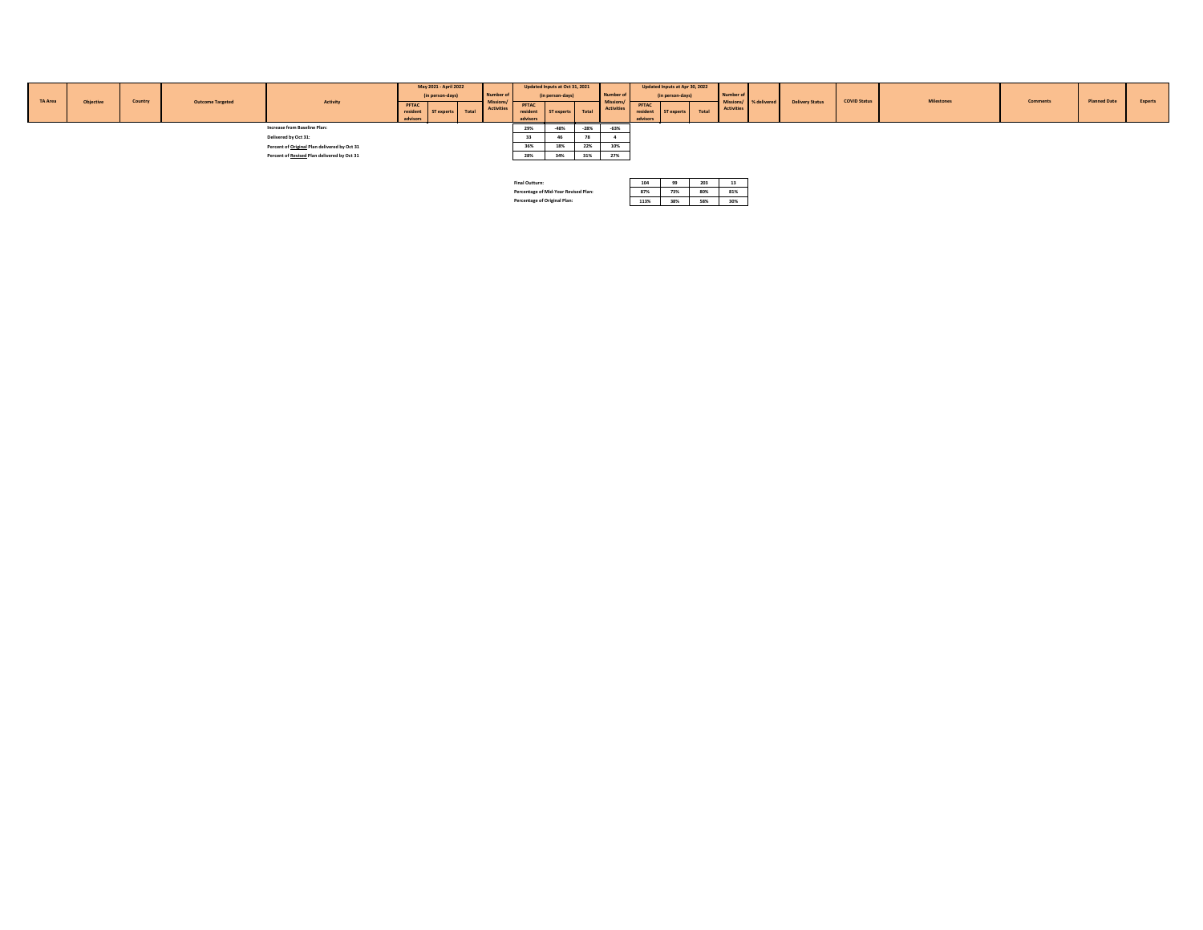| TA Area | Objective | Country | Outcome Targeted | Activity | May 2021 - April 2022 (in person-days) | | | Number of Missions/ Activities | Updated Inputs at Oct 31, 2021 (in person-days) | | | Number of Missions/ Activities | Updated Inputs at Apr 30, 2022 (in person-days) | | | Number of Missions/ Activities | % delivered | Delivery Status | COVID Status | Milestones | Comments | Planned Date | Experts |
|---|---|---|---|---|---|---|---|---|---|---|---|---|---|---|---|---|---|---|---|---|---|---|---|
| | | | | | PFTAC resident advisors | ST experts | Total | | PFTAC resident advisors | ST experts | Total | | PFTAC resident advisors | ST experts | Total | | | | | | | | |
| | | | | Increase from Baseline Plan: | | | | | 29% | -48% | -28% | -63% | | | | | | | | | | | |
| | | | | Delivered by Oct 31: | | | | | 33 | 46 | 78 | 4 | | | | | | | | | | | |
| | | | | Percent of **Original** Plan delivered by Oct 31 | | | | | 36% | 18% | 22% | 10% | | | | | | | | | | | |
| | | | | Percent of **Revised** Plan delivered by Oct 31 | | | | | 28% | 34% | 31% | 27% | | | | | | | | | | | |
| | | | | | | | | | Final Outturn: | | | | 104 | 99 | 203 | 13 | | | | | | | |
| | | | | | | | | | Percentage of Mid-Year Revised Plan: | | | | 87% | 73% | 80% | 81% | | | | | | | |
| | | | | | | | | | Percentage of Original Plan: | | | | 113% | 38% | 58% | 30% | | | | | | | |